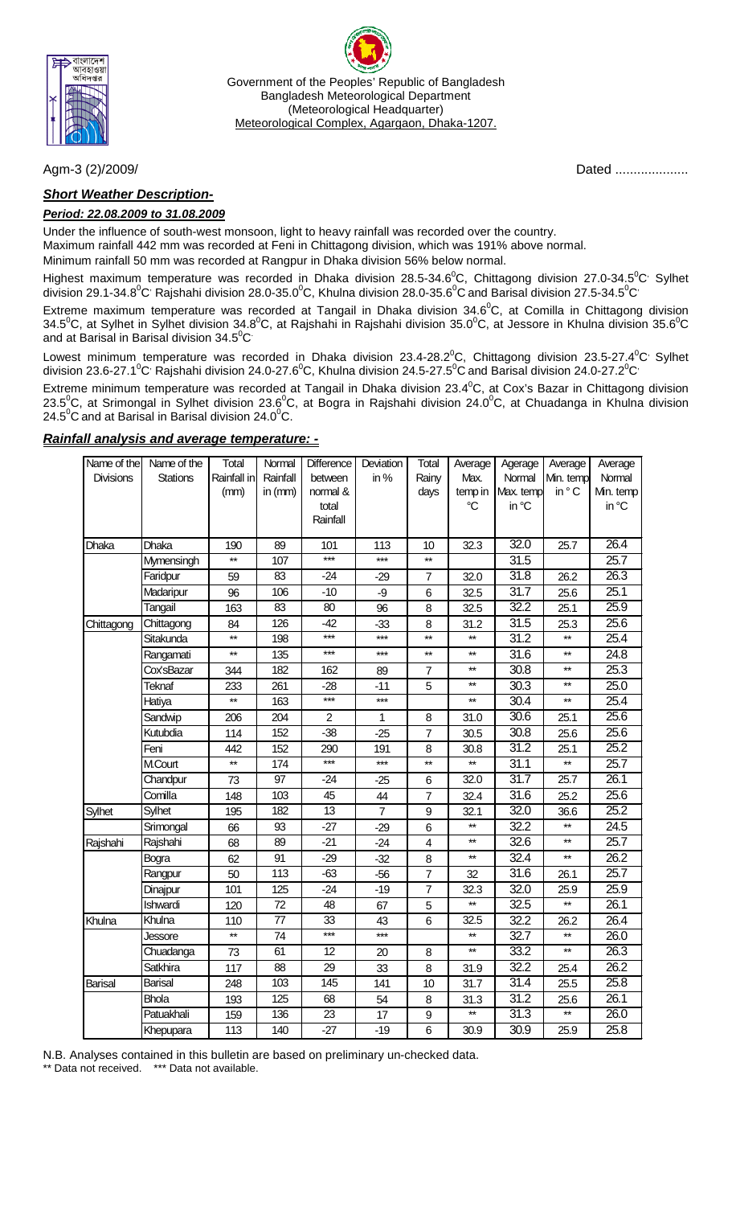Government of the Peoples' Republic of Bangladesh
Bangladesh Meteorological Department
(Meteorological Headquarter)
Meteorological Complex, Agargaon, Dhaka-1207.

Agm-3 (2)/2009/ Dated ....................

***Short Weather Description-***

***Period: 22.08.2009 to 31.08.2009***

Under the influence of south-west monsoon, light to heavy rainfall was recorded over the country.
Maximum rainfall 442 mm was recorded at Feni in Chittagong division, which was 191% above normal.
Minimum rainfall 50 mm was recorded at Rangpur in Dhaka division 56% below normal.

Highest maximum temperature was recorded in Dhaka division 28.5-34.6$^0$C, Chittagong division 27.0-34.5$^0$C Sylhet division 29.1-34.8$^0$C Rajshahi division 28.0-35.0$^0$C, Khulna division 28.0-35.6$^0$C and Barisal division 27.5-34.5$^0$C

Extreme maximum temperature was recorded at Tangail in Dhaka division 34.6$^0$C, at Comilla in Chittagong division 34.5$^0$C, at Sylhet in Sylhet division 34.8$^0$C, at Rajshahi in Rajshahi division 35.0$^0$C, at Jessore in Khulna division 35.6$^0$C and at Barisal in Barisal division 34.5$^0$C

Lowest minimum temperature was recorded in Dhaka division 23.4-28.2$^0$C, Chittagong division 23.5-27.4$^0$C Sylhet division 23.6-27.1$^0$C Rajshahi division 24.0-27.6$^0$C, Khulna division 24.5-27.5$^0$C and Barisal division 24.0-27.2$^0$C

Extreme minimum temperature was recorded at Tangail in Dhaka division 23.4$^0$C, at Cox's Bazar in Chittagong division 23.5$^0$C, at Srimongal in Sylhet division 23.6$^0$C, at Bogra in Rajshahi division 24.0$^0$C, at Chuadanga in Khulna division 24.5$^0$C and at Barisal in Barisal division 24.0$^0$C.

***Rainfall analysis and average temperature: -***

| Name of the Divisions | Name of the Stations | Total Rainfall in (mm) | Normal Rainfall in (mm) | Difference between normal & total Rainfall | Deviation in % | Total Rainy days | Average Max. temp in °C | Agerage Normal Max. temp in °C | Average Min. temp in ° C | Average Normal Min. temp in °C |
|---|---|---|---|---|---|---|---|---|---|---|
| Dhaka | Dhaka | 190 | 89 | 101 | 113 | 10 | 32.3 | 32.0 | 25.7 | 26.4 |
| | Mymensingh | ** | 107 | *** | *** | ** | | 31.5 | | 25.7 |
| | Faridpur | 59 | 83 | -24 | -29 | 7 | 32.0 | 31.8 | 26.2 | 26.3 |
| | Madaripur | 96 | 106 | -10 | -9 | 6 | 32.5 | 31.7 | 25.6 | 25.1 |
| | Tangail | 163 | 83 | 80 | 96 | 8 | 32.5 | 32.2 | 25.1 | 25.9 |
| Chittagong | Chittagong | 84 | 126 | -42 | -33 | 8 | 31.2 | 31.5 | 25.3 | 25.6 |
| | Sitakunda | ** | 198 | *** | *** | ** | ** | 31.2 | ** | 25.4 |
| | Rangamati | ** | 135 | *** | *** | ** | ** | 31.6 | ** | 24.8 |
| | Cox'sBazar | 344 | 182 | 162 | 89 | 7 | ** | 30.8 | ** | 25.3 |
| | Teknaf | 233 | 261 | -28 | -11 | 5 | ** | 30.3 | ** | 25.0 |
| | Hatiya | ** | 163 | *** | *** | | ** | 30.4 | ** | 25.4 |
| | Sandwip | 206 | 204 | 2 | 1 | 8 | 31.0 | 30.6 | 25.1 | 25.6 |
| | Kutubdia | 114 | 152 | -38 | -25 | 7 | 30.5 | 30.8 | 25.6 | 25.6 |
| | Feni | 442 | 152 | 290 | 191 | 8 | 30.8 | 31.2 | 25.1 | 25.2 |
| | M.Court | ** | 174 | *** | *** | ** | ** | 31.1 | ** | 25.7 |
| | Chandpur | 73 | 97 | -24 | -25 | 6 | 32.0 | 31.7 | 25.7 | 26.1 |
| | Comilla | 148 | 103 | 45 | 44 | 7 | 32.4 | 31.6 | 25.2 | 25.6 |
| Sylhet | Sylhet | 195 | 182 | 13 | 7 | 9 | 32.1 | 32.0 | 36.6 | 25.2 |
| | Srimongal | 66 | 93 | -27 | -29 | 6 | ** | 32.2 | ** | 24.5 |
| Rajshahi | Rajshahi | 68 | 89 | -21 | -24 | 4 | ** | 32.6 | ** | 25.7 |
| | Bogra | 62 | 91 | -29 | -32 | 8 | ** | 32.4 | ** | 26.2 |
| | Rangpur | 50 | 113 | -63 | -56 | 7 | 32 | 31.6 | 26.1 | 25.7 |
| | Dinajpur | 101 | 125 | -24 | -19 | 7 | 32.3 | 32.0 | 25.9 | 25.9 |
| | Ishwardi | 120 | 72 | 48 | 67 | 5 | ** | 32.5 | ** | 26.1 |
| Khulna | Khulna | 110 | 77 | 33 | 43 | 6 | 32.5 | 32.2 | 26.2 | 26.4 |
| | Jessore | ** | 74 | *** | *** | | ** | 32.7 | ** | 26.0 |
| | Chuadanga | 73 | 61 | 12 | 20 | 8 | ** | 33.2 | ** | 26.3 |
| | Satkhira | 117 | 88 | 29 | 33 | 8 | 31.9 | 32.2 | 25.4 | 26.2 |
| Barisal | Barisal | 248 | 103 | 145 | 141 | 10 | 31.7 | 31.4 | 25.5 | 25.8 |
| | Bhola | 193 | 125 | 68 | 54 | 8 | 31.3 | 31.2 | 25.6 | 26.1 |
| | Patuakhali | 159 | 136 | 23 | 17 | 9 | ** | 31.3 | ** | 26.0 |
| | Khepupara | 113 | 140 | -27 | -19 | 6 | 30.9 | 30.9 | 25.9 | 25.8 |

N.B. Analyses contained in this bulletin are based on preliminary un-checked data.
** Data not received. *** Data not available.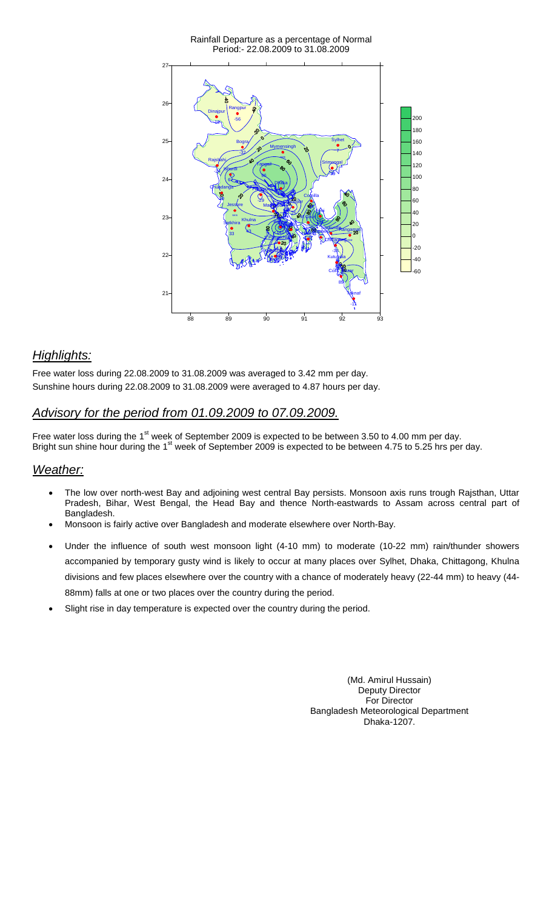Rainfall Departure as a percentage of Normal
Period:- 22.08.2009 to 31.08.2009

## *Highlights:*

Free water loss during 22.08.2009 to 31.08.2009 was averaged to 3.42 mm per day.
Sunshine hours during 22.08.2009 to 31.08.2009 were averaged to 4.87 hours per day.

## *Advisory for the period from 01.09.2009 to 07.09.2009.*

Free water loss during the 1st week of September 2009 is expected to be between 3.50 to 4.00 mm per day.
Bright sun shine hour during the 1st week of September 2009 is expected to be between 4.75 to 5.25 hrs per day.

## *Weather:*

- The low over north-west Bay and adjoining west central Bay persists. Monsoon axis runs trough Rajsthan, Uttar Pradesh, Bihar, West Bengal, the Head Bay and thence North-eastwards to Assam across central part of Bangladesh.
- Monsoon is fairly active over Bangladesh and moderate elsewhere over North-Bay.
- Under the influence of south west monsoon light (4-10 mm) to moderate (10-22 mm) rain/thunder showers accompanied by temporary gusty wind is likely to occur at many places over Sylhet, Dhaka, Chittagong, Khulna divisions and few places elsewhere over the country with a chance of moderately heavy (22-44 mm) to heavy (44-88mm) falls at one or two places over the country during the period.
- Slight rise in day temperature is expected over the country during the period.

(Md. Amirul Hussain)
Deputy Director
For Director
Bangladesh Meteorological Department
Dhaka-1207.